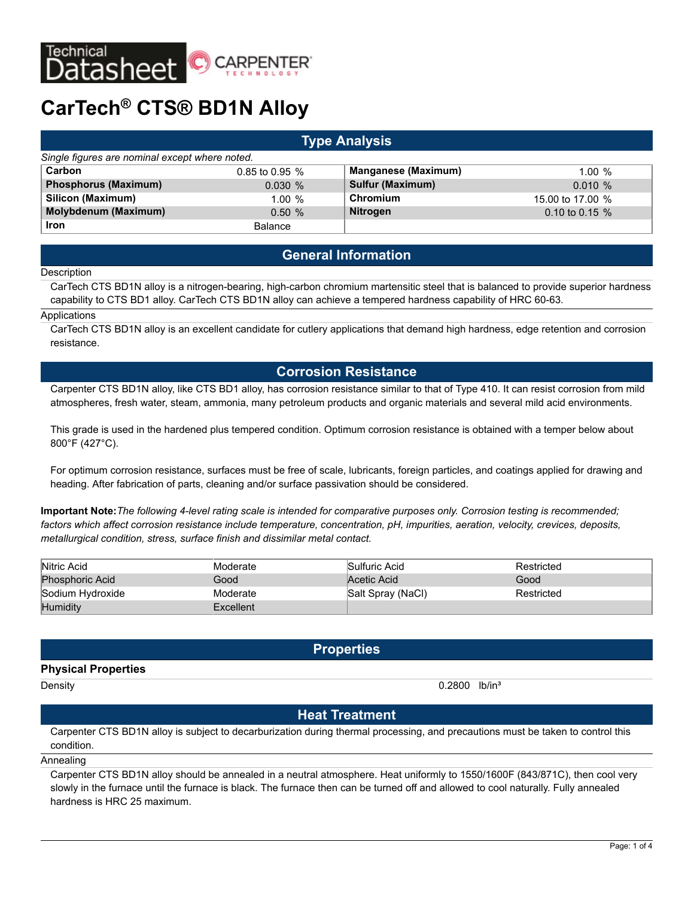# CarTech® CTS® BD1N Alloy

## Type Analysis

*Single figures are nominal except where noted.*

| Element | Value | Element | Value |
|---|---|---|---|
| **Carbon** | 0.85 to 0.95 % | **Manganese (Maximum)** | 1.00 % |
| **Phosphorus (Maximum)** | 0.030 % | **Sulfur (Maximum)** | 0.010 % |
| **Silicon (Maximum)** | 1.00 % | **Chromium** | 15.00 to 17.00 % |
| **Molybdenum (Maximum)** | 0.50 % | **Nitrogen** | 0.10 to 0.15 % |
| **Iron** | Balance | | |

## General Information

### Description

CarTech CTS BD1N alloy is a nitrogen-bearing, high-carbon chromium martensitic steel that is balanced to provide superior hardness capability to CTS BD1 alloy. CarTech CTS BD1N alloy can achieve a tempered hardness capability of HRC 60-63.

### Applications

CarTech CTS BD1N alloy is an excellent candidate for cutlery applications that demand high hardness, edge retention and corrosion resistance.

## Corrosion Resistance

Carpenter CTS BD1N alloy, like CTS BD1 alloy, has corrosion resistance similar to that of Type 410. It can resist corrosion from mild atmospheres, fresh water, steam, ammonia, many petroleum products and organic materials and several mild acid environments.

This grade is used in the hardened plus tempered condition. Optimum corrosion resistance is obtained with a temper below about 800°F (427°C).

For optimum corrosion resistance, surfaces must be free of scale, lubricants, foreign particles, and coatings applied for drawing and heading. After fabrication of parts, cleaning and/or surface passivation should be considered.

**Important Note:** *The following 4-level rating scale is intended for comparative purposes only. Corrosion testing is recommended; factors which affect corrosion resistance include temperature, concentration, pH, impurities, aeration, velocity, crevices, deposits, metallurgical condition, stress, surface finish and dissimilar metal contact.*

| Environment | Rating | Environment | Rating |
|---|---|---|---|
| Nitric Acid | Moderate | Sulfuric Acid | Restricted |
| Phosphoric Acid | Good | Acetic Acid | Good |
| Sodium Hydroxide | Moderate | Salt Spray (NaCl) | Restricted |
| Humidity | Excellent | | |

## Properties

### Physical Properties

| Property | Value |
|---|---|
| Density | 0.2800 lb/in³ |

## Heat Treatment

Carpenter CTS BD1N alloy is subject to decarburization during thermal processing, and precautions must be taken to control this condition.

### Annealing

Carpenter CTS BD1N alloy should be annealed in a neutral atmosphere. Heat uniformly to 1550/1600F (843/871C), then cool very slowly in the furnace until the furnace is black. The furnace then can be turned off and allowed to cool naturally. Fully annealed hardness is HRC 25 maximum.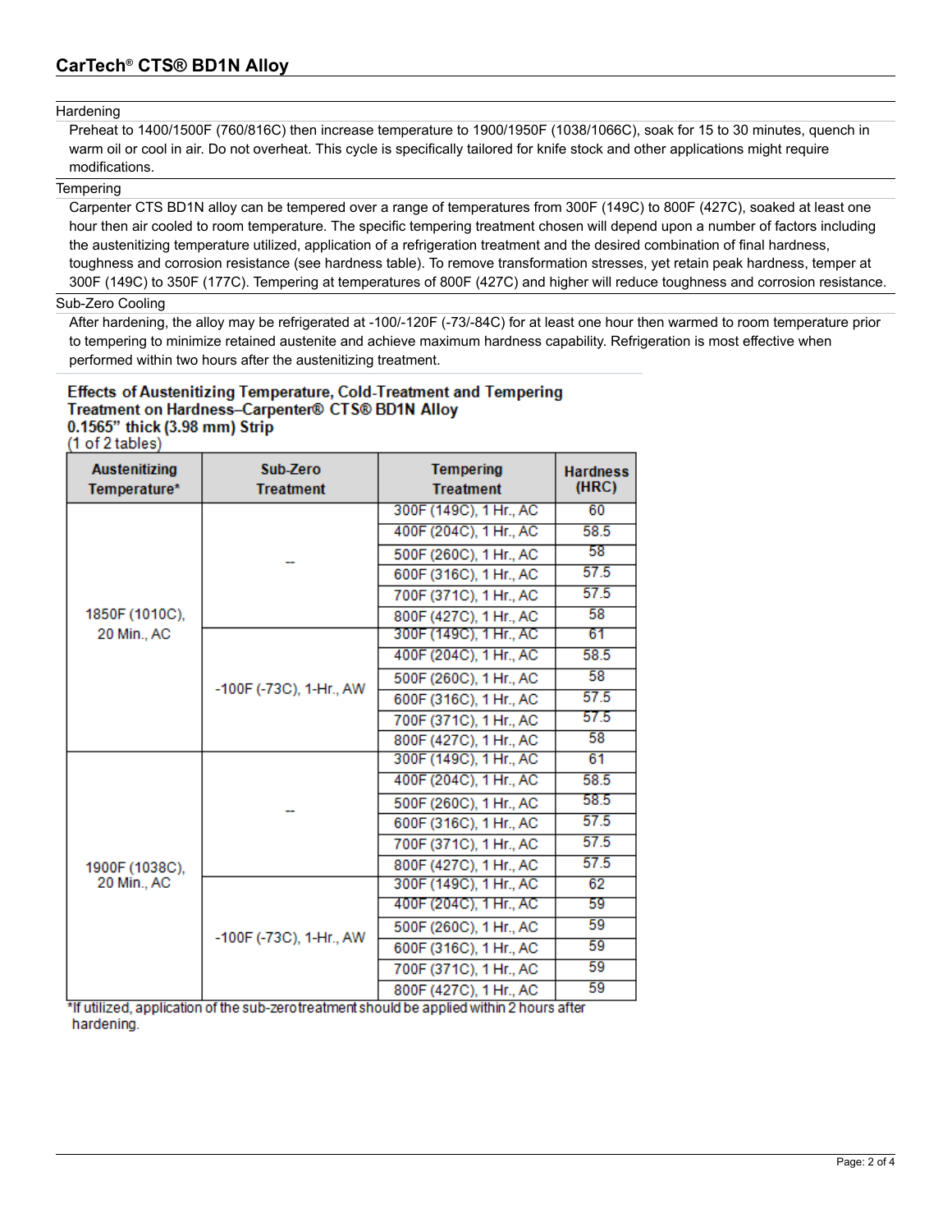## Hardening

Preheat to 1400/1500F (760/816C) then increase temperature to 1900/1950F (1038/1066C), soak for 15 to 30 minutes, quench in warm oil or cool in air. Do not overheat. This cycle is specifically tailored for knife stock and other applications might require modifications.

## Tempering

Carpenter CTS BD1N alloy can be tempered over a range of temperatures from 300F (149C) to 800F (427C), soaked at least one hour then air cooled to room temperature. The specific tempering treatment chosen will depend upon a number of factors including the austenitizing temperature utilized, application of a refrigeration treatment and the desired combination of final hardness, toughness and corrosion resistance (see hardness table). To remove transformation stresses, yet retain peak hardness, temper at 300F (149C) to 350F (177C). Tempering at temperatures of 800F (427C) and higher will reduce toughness and corrosion resistance.

## Sub-Zero Cooling

After hardening, the alloy may be refrigerated at -100/-120F (-73/-84C) for at least one hour then warmed to room temperature prior to tempering to minimize retained austenite and achieve maximum hardness capability. Refrigeration is most effective when performed within two hours after the austenitizing treatment.

**Effects of Austenitizing Temperature, Cold-Treatment and Tempering Treatment on Hardness–Carpenter® CTS® BD1N Alloy**
**0.1565" thick (3.98 mm) Strip**
(1 of 2 tables)

| Austenitizing Temperature* | Sub-Zero Treatment | Tempering Treatment | Hardness (HRC) |
|---|---|---|---|
| 1850F (1010C), 20 Min., AC | -- | 300F (149C), 1 Hr., AC | 60 |
| | | 400F (204C), 1 Hr., AC | 58.5 |
| | | 500F (260C), 1 Hr., AC | 58 |
| | | 600F (316C), 1 Hr., AC | 57.5 |
| | | 700F (371C), 1 Hr., AC | 57.5 |
| | | 800F (427C), 1 Hr., AC | 58 |
| | -100F (-73C), 1-Hr., AW | 300F (149C), 1 Hr., AC | 61 |
| | | 400F (204C), 1 Hr., AC | 58.5 |
| | | 500F (260C), 1 Hr., AC | 58 |
| | | 600F (316C), 1 Hr., AC | 57.5 |
| | | 700F (371C), 1 Hr., AC | 57.5 |
| | | 800F (427C), 1 Hr., AC | 58 |
| 1900F (1038C), 20 Min., AC | -- | 300F (149C), 1 Hr., AC | 61 |
| | | 400F (204C), 1 Hr., AC | 58.5 |
| | | 500F (260C), 1 Hr., AC | 58.5 |
| | | 600F (316C), 1 Hr., AC | 57.5 |
| | | 700F (371C), 1 Hr., AC | 57.5 |
| | | 800F (427C), 1 Hr., AC | 57.5 |
| | -100F (-73C), 1-Hr., AW | 300F (149C), 1 Hr., AC | 62 |
| | | 400F (204C), 1 Hr., AC | 59 |
| | | 500F (260C), 1 Hr., AC | 59 |
| | | 600F (316C), 1 Hr., AC | 59 |
| | | 700F (371C), 1 Hr., AC | 59 |
| | | 800F (427C), 1 Hr., AC | 59 |

*If utilized, application of the sub-zero treatment should be applied within 2 hours after hardening.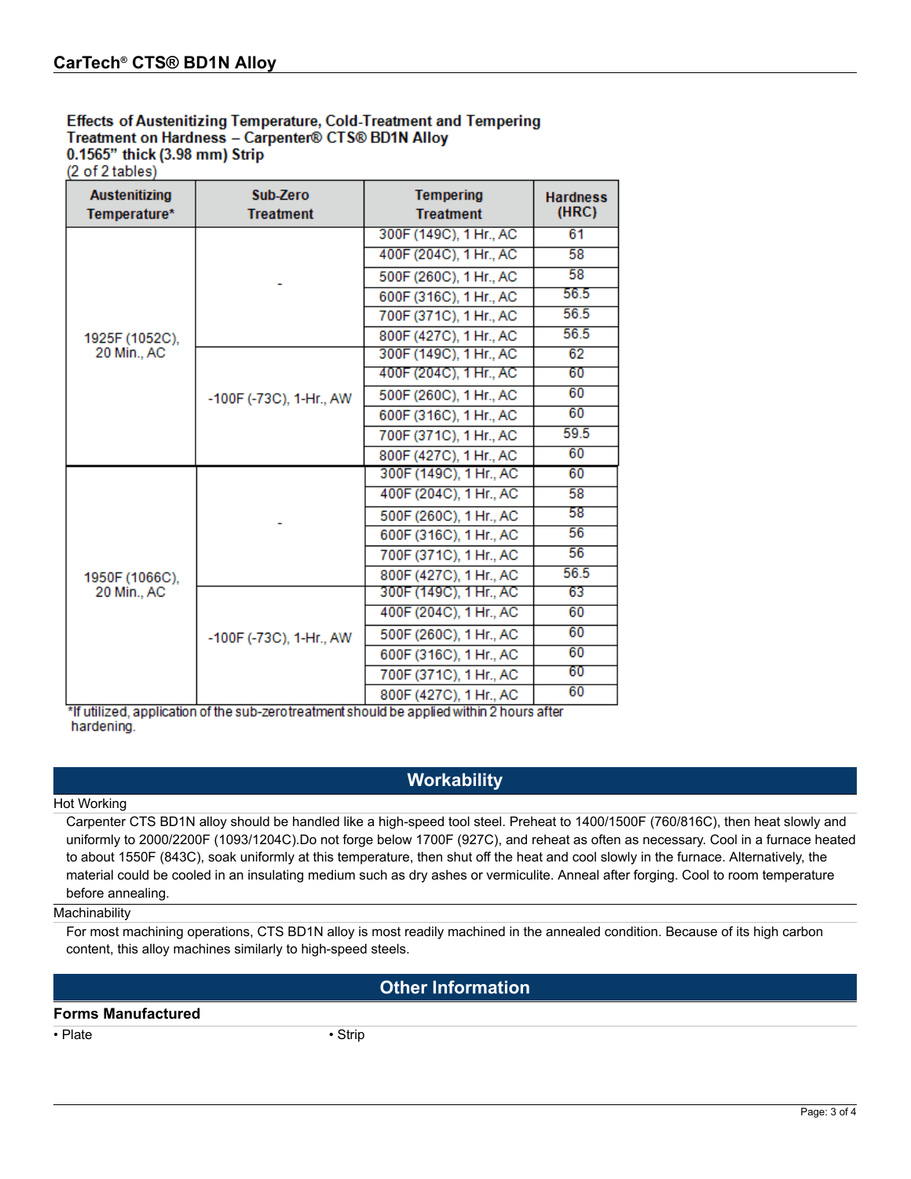**Effects of Austenitizing Temperature, Cold-Treatment and Tempering Treatment on Hardness – Carpenter® CTS® BD1N Alloy**
**0.1565" thick (3.98 mm) Strip**
(2 of 2 tables)

| Austenitizing Temperature* | Sub-Zero Treatment | Tempering Treatment | Hardness (HRC) |
|---|---|---|---|
| 1925F (1052C), 20 Min., AC | - | 300F (149C), 1 Hr., AC | 61 |
| | | 400F (204C), 1 Hr., AC | 58 |
| | | 500F (260C), 1 Hr., AC | 58 |
| | | 600F (316C), 1 Hr., AC | 56.5 |
| | | 700F (371C), 1 Hr., AC | 56.5 |
| | | 800F (427C), 1 Hr., AC | 56.5 |
| | -100F (-73C), 1-Hr., AW | 300F (149C), 1 Hr., AC | 62 |
| | | 400F (204C), 1 Hr., AC | 60 |
| | | 500F (260C), 1 Hr., AC | 60 |
| | | 600F (316C), 1 Hr., AC | 60 |
| | | 700F (371C), 1 Hr., AC | 59.5 |
| | | 800F (427C), 1 Hr., AC | 60 |
| 1950F (1066C), 20 Min., AC | - | 300F (149C), 1 Hr., AC | 60 |
| | | 400F (204C), 1 Hr., AC | 58 |
| | | 500F (260C), 1 Hr., AC | 58 |
| | | 600F (316C), 1 Hr., AC | 56 |
| | | 700F (371C), 1 Hr., AC | 56 |
| | | 800F (427C), 1 Hr., AC | 56.5 |
| | -100F (-73C), 1-Hr., AW | 300F (149C), 1 Hr., AC | 63 |
| | | 400F (204C), 1 Hr., AC | 60 |
| | | 500F (260C), 1 Hr., AC | 60 |
| | | 600F (316C), 1 Hr., AC | 60 |
| | | 700F (371C), 1 Hr., AC | 60 |
| | | 800F (427C), 1 Hr., AC | 60 |

*If utilized, application of the sub-zero treatment should be applied within 2 hours after hardening.

## Workability

**Hot Working**

Carpenter CTS BD1N alloy should be handled like a high-speed tool steel. Preheat to 1400/1500F (760/816C), then heat slowly and uniformly to 2000/2200F (1093/1204C).Do not forge below 1700F (927C), and reheat as often as necessary. Cool in a furnace heated to about 1550F (843C), soak uniformly at this temperature, then shut off the heat and cool slowly in the furnace. Alternatively, the material could be cooled in an insulating medium such as dry ashes or vermiculite. Anneal after forging. Cool to room temperature before annealing.

**Machinability**

For most machining operations, CTS BD1N alloy is most readily machined in the annealed condition. Because of its high carbon content, this alloy machines similarly to high-speed steels.

## Other Information

**Forms Manufactured**

- Plate
- Strip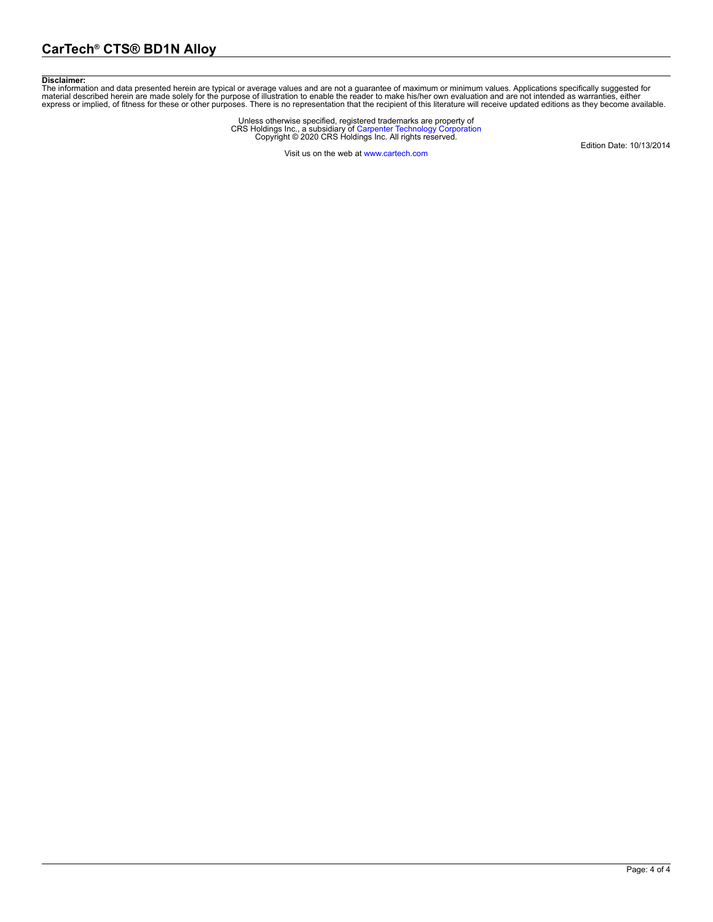**Disclaimer:**
The information and data presented herein are typical or average values and are not a guarantee of maximum or minimum values. Applications specifically suggested for material described herein are made solely for the purpose of illustration to enable the reader to make his/her own evaluation and are not intended as warranties, either express or implied, of fitness for these or other purposes. There is no representation that the recipient of this literature will receive updated editions as they become available.

Unless otherwise specified, registered trademarks are property of
CRS Holdings Inc., a subsidiary of Carpenter Technology Corporation
Copyright © 2020 CRS Holdings Inc. All rights reserved.

Edition Date: 10/13/2014

Visit us on the web at www.cartech.com